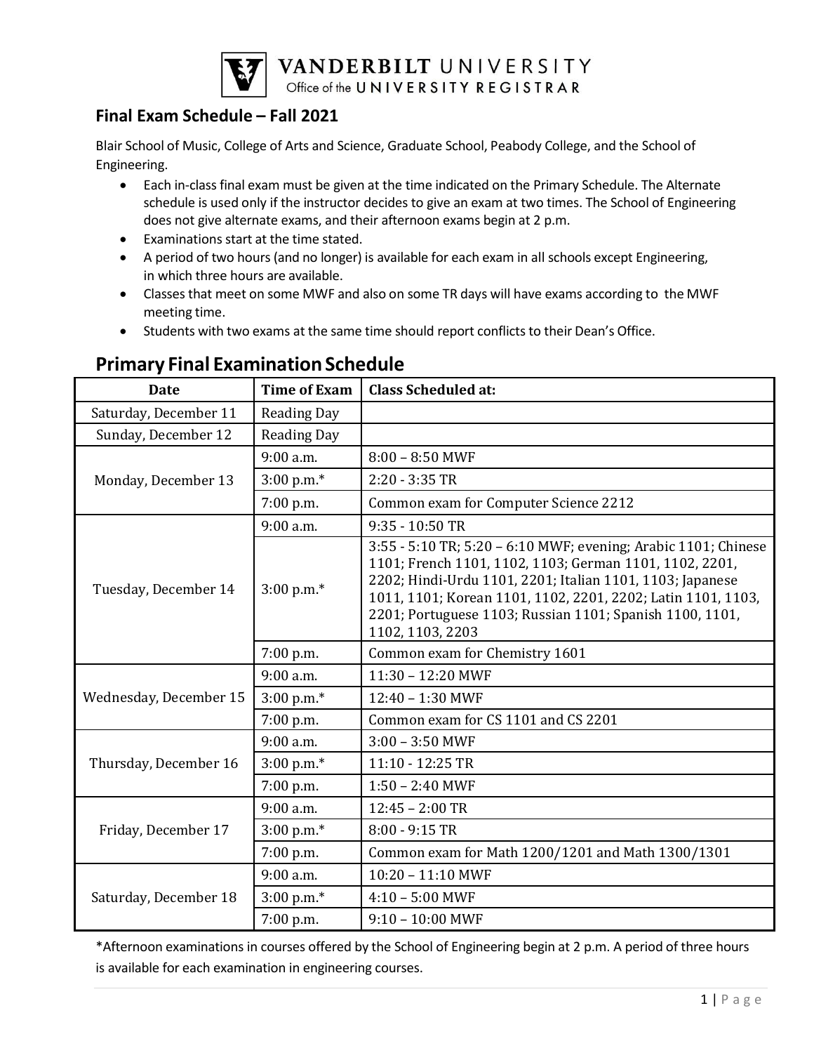VANDERBILT UNIVERSITY
Office of the UNIVERSITY REGISTRAR

## Final Exam Schedule – Fall 2021

Blair School of Music, College of Arts and Science, Graduate School, Peabody College, and the School of Engineering.

- Each in-class final exam must be given at the time indicated on the Primary Schedule. The Alternate schedule is used only if the instructor decides to give an exam at two times. The School of Engineering does not give alternate exams, and their afternoon exams begin at 2 p.m.
- Examinations start at the time stated.
- A period of two hours (and no longer) is available for each exam in all schools except Engineering, in which three hours are available.
- Classes that meet on some MWF and also on some TR days will have exams according to the MWF meeting time.
- Students with two exams at the same time should report conflicts to their Dean's Office.

## Primary Final Examination Schedule

| Date | Time of Exam | Class Scheduled at: |
|---|---|---|
| Saturday, December 11 | Reading Day | |
| Sunday, December 12 | Reading Day | |
| Monday, December 13 | 9:00 a.m. | 8:00 – 8:50 MWF |
| | 3:00 p.m.* | 2:20 - 3:35 TR |
| | 7:00 p.m. | Common exam for Computer Science 2212 |
| Tuesday, December 14 | 9:00 a.m. | 9:35 - 10:50 TR |
| | 3:00 p.m.* | 3:55 - 5:10 TR; 5:20 – 6:10 MWF; evening; Arabic 1101; Chinese 1101; French 1101, 1102, 1103; German 1101, 1102, 2201, 2202; Hindi-Urdu 1101, 2201; Italian 1101, 1103; Japanese 1011, 1101; Korean 1101, 1102, 2201, 2202; Latin 1101, 1103, 2201; Portuguese 1103; Russian 1101; Spanish 1100, 1101, 1102, 1103, 2203 |
| | 7:00 p.m. | Common exam for Chemistry 1601 |
| Wednesday, December 15 | 9:00 a.m. | 11:30 – 12:20 MWF |
| | 3:00 p.m.* | 12:40 – 1:30 MWF |
| | 7:00 p.m. | Common exam for CS 1101 and CS 2201 |
| Thursday, December 16 | 9:00 a.m. | 3:00 – 3:50 MWF |
| | 3:00 p.m.* | 11:10 - 12:25 TR |
| | 7:00 p.m. | 1:50 – 2:40 MWF |
| Friday, December 17 | 9:00 a.m. | 12:45 – 2:00 TR |
| | 3:00 p.m.* | 8:00 - 9:15 TR |
| | 7:00 p.m. | Common exam for Math 1200/1201 and Math 1300/1301 |
| Saturday, December 18 | 9:00 a.m. | 10:20 – 11:10 MWF |
| | 3:00 p.m.* | 4:10 – 5:00 MWF |
| | 7:00 p.m. | 9:10 – 10:00 MWF |

*Afternoon examinations in courses offered by the School of Engineering begin at 2 p.m. A period of three hours is available for each examination in engineering courses.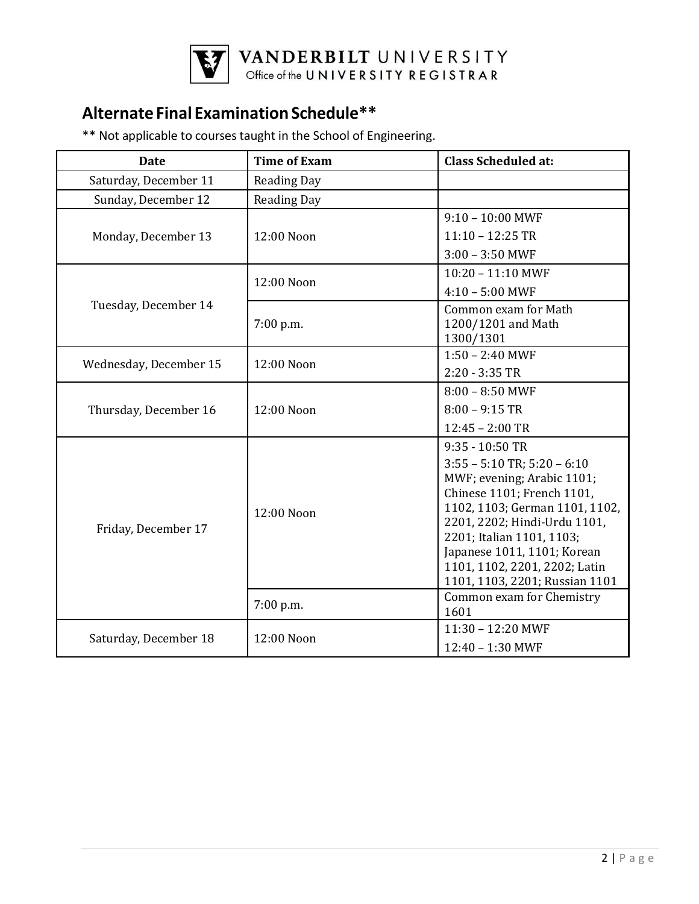VANDERBILT UNIVERSITY
Office of the UNIVERSITY REGISTRAR

## Alternate Final Examination Schedule**

** Not applicable to courses taught in the School of Engineering.

| Date | Time of Exam | Class Scheduled at: |
| --- | --- | --- |
| Saturday, December 11 | Reading Day | |
| Sunday, December 12 | Reading Day | |
| Monday, December 13 | 12:00 Noon | 9:10 – 10:00 MWF<br>11:10 – 12:25 TR<br>3:00 – 3:50 MWF |
| Tuesday, December 14 | 12:00 Noon | 10:20 – 11:10 MWF<br>4:10 – 5:00 MWF |
| | 7:00 p.m. | Common exam for Math 1200/1201 and Math 1300/1301 |
| Wednesday, December 15 | 12:00 Noon | 1:50 – 2:40 MWF<br>2:20 - 3:35 TR |
| Thursday, December 16 | 12:00 Noon | 8:00 – 8:50 MWF<br>8:00 – 9:15 TR<br>12:45 – 2:00 TR |
| Friday, December 17 | 12:00 Noon | 9:35 - 10:50 TR<br>3:55 – 5:10 TR; 5:20 – 6:10 MWF; evening; Arabic 1101; Chinese 1101; French 1101, 1102, 1103; German 1101, 1102, 2201, 2202; Hindi-Urdu 1101, 2201; Italian 1101, 1103; Japanese 1011, 1101; Korean 1101, 1102, 2201, 2202; Latin 1101, 1103, 2201; Russian 1101 |
| | 7:00 p.m. | Common exam for Chemistry 1601 |
| Saturday, December 18 | 12:00 Noon | 11:30 – 12:20 MWF<br>12:40 – 1:30 MWF |